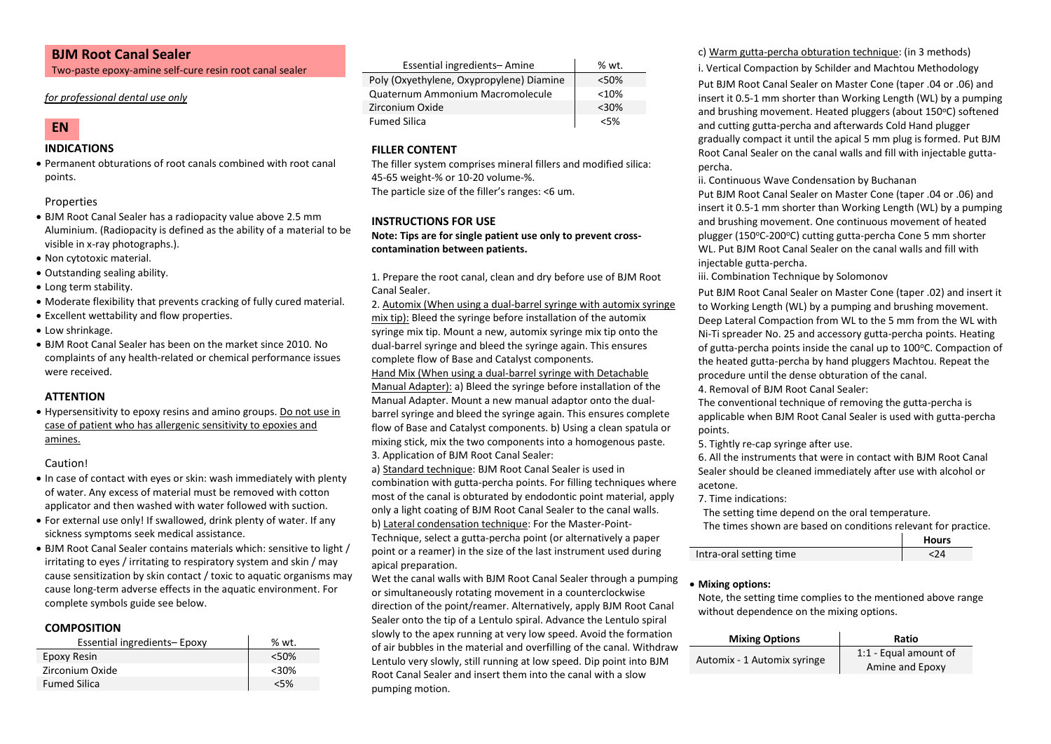# BJM Root Canal Sealer

Two-paste epoxy-amine self-cure resin root canal sealer

*for professional dental use only*

## EN

### INDICATIONS

- Permanent obturations of root canals combined with root canal points.

#### Properties

- BJM Root Canal Sealer has a radiopacity value above 2.5 mm Aluminium. (Radiopacity is defined as the ability of a material to be visible in x-ray photographs.).
- Non cytotoxic material.
- Outstanding sealing ability.
- Long term stability.
- Moderate flexibility that prevents cracking of fully cured material.
- Excellent wettability and flow properties.
- Low shrinkage.
- BJM Root Canal Sealer has been on the market since 2010. No complaints of any health-related or chemical performance issues were received.

### ATTENTION

- Hypersensitivity to epoxy resins and amino groups. Do not use in case of patient who has allergenic sensitivity to epoxies and amines.

#### Caution!

- In case of contact with eyes or skin: wash immediately with plenty of water. Any excess of material must be removed with cotton applicator and then washed with water followed with suction.
- For external use only! If swallowed, drink plenty of water. If any sickness symptoms seek medical assistance.
- BJM Root Canal Sealer contains materials which: sensitive to light / irritating to eyes / irritating to respiratory system and skin / may cause sensitization by skin contact / toxic to aquatic organisms may cause long-term adverse effects in the aquatic environment. For complete symbols guide see below.

### COMPOSITION

| Essential ingredients– Epoxy | % wt. |
|---|---|
| Epoxy Resin | <50% |
| Zirconium Oxide | <30% |
| Fumed Silica | <5% |

| Essential ingredients– Amine | % wt. |
|---|---|
| Poly (Oxyethylene, Oxypropylene) Diamine | <50% |
| Quaternum Ammonium Macromolecule | <10% |
| Zirconium Oxide | <30% |
| Fumed Silica | <5% |

### FILLER CONTENT

The filler system comprises mineral fillers and modified silica: 45-65 weight-% or 10-20 volume-%.
The particle size of the filler's ranges: <6 um.

### INSTRUCTIONS FOR USE

**Note: Tips are for single patient use only to prevent cross-contamination between patients.**

1. Prepare the root canal, clean and dry before use of BJM Root Canal Sealer.
2. Automix (When using a dual-barrel syringe with automix syringe mix tip): Bleed the syringe before installation of the automix syringe mix tip. Mount a new, automix syringe mix tip onto the dual-barrel syringe and bleed the syringe again. This ensures complete flow of Base and Catalyst components.
Hand Mix (When using a dual-barrel syringe with Detachable Manual Adapter): a) Bleed the syringe before installation of the Manual Adapter. Mount a new manual adaptor onto the dual-barrel syringe and bleed the syringe again. This ensures complete flow of Base and Catalyst components. b) Using a clean spatula or mixing stick, mix the two components into a homogenous paste.
3. Application of BJM Root Canal Sealer:
a) Standard technique: BJM Root Canal Sealer is used in combination with gutta-percha points. For filling techniques where most of the canal is obturated by endodontic point material, apply only a light coating of BJM Root Canal Sealer to the canal walls.
b) Lateral condensation technique: For the Master-Point-Technique, select a gutta-percha point (or alternatively a paper point or a reamer) in the size of the last instrument used during apical preparation.
Wet the canal walls with BJM Root Canal Sealer through a pumping or simultaneously rotating movement in a counterclockwise direction of the point/reamer. Alternatively, apply BJM Root Canal Sealer onto the tip of a Lentulo spiral. Advance the Lentulo spiral slowly to the apex running at very low speed. Avoid the formation of air bubbles in the material and overfilling of the canal. Withdraw Lentulo very slowly, still running at low speed. Dip point into BJM Root Canal Sealer and insert them into the canal with a slow pumping motion.
c) Warm gutta-percha obturation technique: (in 3 methods)
i. Vertical Compaction by Schilder and Machtou Methodology
Put BJM Root Canal Sealer on Master Cone (taper .04 or .06) and insert it 0.5-1 mm shorter than Working Length (WL) by a pumping and brushing movement. Heated pluggers (about 150ºC) softened and cutting gutta-percha and afterwards Cold Hand plugger gradually compact it until the apical 5 mm plug is formed. Put BJM Root Canal Sealer on the canal walls and fill with injectable gutta-percha.
ii. Continuous Wave Condensation by Buchanan
Put BJM Root Canal Sealer on Master Cone (taper .04 or .06) and insert it 0.5-1 mm shorter than Working Length (WL) by a pumping and brushing movement. One continuous movement of heated plugger (150ºC-200ºC) cutting gutta-percha Cone 5 mm shorter WL. Put BJM Root Canal Sealer on the canal walls and fill with injectable gutta-percha.
iii. Combination Technique by Solomonov
Put BJM Root Canal Sealer on Master Cone (taper .02) and insert it to Working Length (WL) by a pumping and brushing movement. Deep Lateral Compaction from WL to the 5 mm from the WL with Ni-Ti spreader No. 25 and accessory gutta-percha points. Heating of gutta-percha points inside the canal up to 100ºC. Compaction of the heated gutta-percha by hand pluggers Machtou. Repeat the procedure until the dense obturation of the canal.
4. Removal of BJM Root Canal Sealer:
The conventional technique of removing the gutta-percha is applicable when BJM Root Canal Sealer is used with gutta-percha points.
5. Tightly re-cap syringe after use.
6. All the instruments that were in contact with BJM Root Canal Sealer should be cleaned immediately after use with alcohol or acetone.
7. Time indications:
The setting time depend on the oral temperature.
The times shown are based on conditions relevant for practice.

| | Hours |
|---|---|
| Intra-oral setting time | <24 |

- **Mixing options:**

Note, the setting time complies to the mentioned above range without dependence on the mixing options.

| Mixing Options | Ratio |
|---|---|
| Automix - 1 Automix syringe | 1:1 - Equal amount of Amine and Epoxy |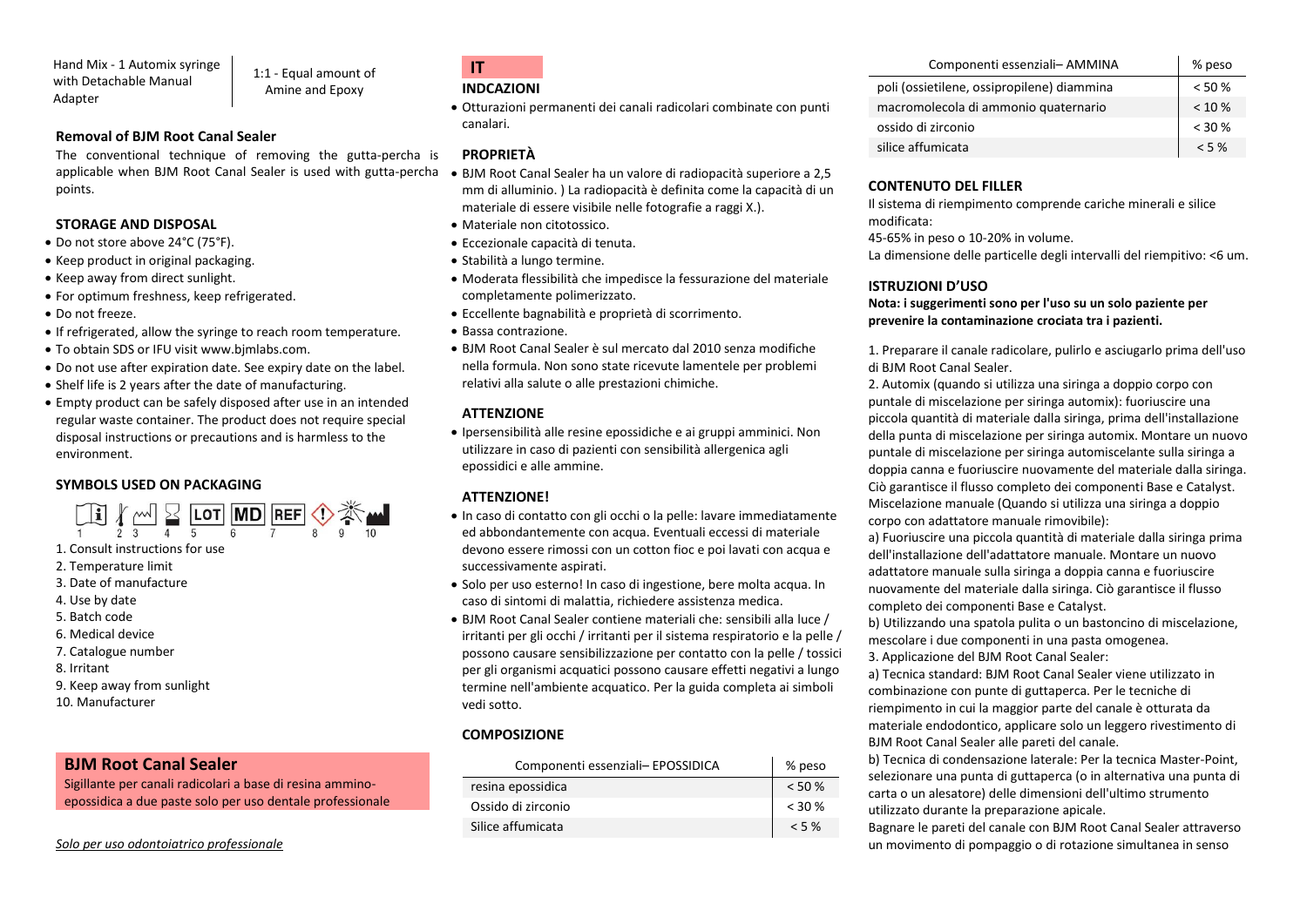Hand Mix - 1 Automix syringe with Detachable Manual Adapter | 1:1 - Equal amount of Amine and Epoxy

### Removal of BJM Root Canal Sealer

The conventional technique of removing the gutta-percha is applicable when BJM Root Canal Sealer is used with gutta-percha points.

### STORAGE AND DISPOSAL

- Do not store above 24°C (75°F).
- Keep product in original packaging.
- Keep away from direct sunlight.
- For optimum freshness, keep refrigerated.
- Do not freeze.
- If refrigerated, allow the syringe to reach room temperature.
- To obtain SDS or IFU visit www.bjmlabs.com.
- Do not use after expiration date. See expiry date on the label.
- Shelf life is 2 years after the date of manufacturing.
- Empty product can be safely disposed after use in an intended regular waste container. The product does not require special disposal instructions or precautions and is harmless to the environment.

### SYMBOLS USED ON PACKAGING

1. Consult instructions for use
2. Temperature limit
3. Date of manufacture
4. Use by date
5. Batch code
6. Medical device
7. Catalogue number
8. Irritant
9. Keep away from sunlight
10. Manufacturer

## BJM Root Canal Sealer

Sigillante per canali radicolari a base di resina ammino-epossidica a due paste solo per uso dentale professionale

*Solo per uso odontoiatrico professionale*

## IT

### INDCAZIONI

- Otturazioni permanenti dei canali radicolari combinate con punti canalari.

### PROPRIETÀ

- BJM Root Canal Sealer ha un valore di radiopacità superiore a 2,5 mm di alluminio. ) La radiopacità è definita come la capacità di un materiale di essere visibile nelle fotografie a raggi X.).
- Materiale non citotossico.
- Eccezionale capacità di tenuta.
- Stabilità a lungo termine.
- Moderata flessibilità che impedisce la fessurazione del materiale completamente polimerizzato.
- Eccellente bagnabilità e proprietà di scorrimento.
- Bassa contrazione.
- BJM Root Canal Sealer è sul mercato dal 2010 senza modifiche nella formula. Non sono state ricevute lamentele per problemi relativi alla salute o alle prestazioni chimiche.

### ATTENZIONE

- Ipersensibilità alle resine epossidiche e ai gruppi amminici. Non utilizzare in caso di pazienti con sensibilità allergenica agli epossidici e alle ammine.

### ATTENZIONE!

- In caso di contatto con gli occhi o la pelle: lavare immediatamente ed abbondantemente con acqua. Eventuali eccessi di materiale devono essere rimossi con un cotton fioc e poi lavati con acqua e successivamente aspirati.
- Solo per uso esterno! In caso di ingestione, bere molta acqua. In caso di sintomi di malattia, richiedere assistenza medica.
- BJM Root Canal Sealer contiene materiali che: sensibili alla luce / irritanti per gli occhi / irritanti per il sistema respiratorio e la pelle / possono causare sensibilizzazione per contatto con la pelle / tossici per gli organismi acquatici possono causare effetti negativi a lungo termine nell'ambiente acquatico. Per la guida completa ai simboli vedi sotto.

### COMPOSIZIONE

| Componenti essenziali– EPOSSIDICA | % peso |
|---|---|
| resina epossidica | < 50 % |
| Ossido di zirconio | < 30 % |
| Silice affumicata | < 5 % |

| Componenti essenziali– AMMINA | % peso |
|---|---|
| poli (ossietilene, ossipropilene) diammina | < 50 % |
| macromolecola di ammonio quaternario | < 10 % |
| ossido di zirconio | < 30 % |
| silice affumicata | < 5 % |

### CONTENUTO DEL FILLER

Il sistema di riempimento comprende cariche minerali e silice modificata:

45-65% in peso o 10-20% in volume.

La dimensione delle particelle degli intervalli del riempitivo: <6 um.

### ISTRUZIONI D'USO

**Nota: i suggerimenti sono per l'uso su un solo paziente per prevenire la contaminazione crociata tra i pazienti.**

1. Preparare il canale radicolare, pulirlo e asciugarlo prima dell'uso di BJM Root Canal Sealer.
2. Automix (quando si utilizza una siringa a doppio corpo con puntale di miscelazione per siringa automix): fuoriuscire una piccola quantità di materiale dalla siringa, prima dell'installazione della punta di miscelazione per siringa automix. Montare un nuovo puntale di miscelazione per siringa automiscelante sulla siringa a doppia canna e fuoriuscire nuovamente del materiale dalla siringa. Ciò garantisce il flusso completo dei componenti Base e Catalyst.
Miscelazione manuale (Quando si utilizza una siringa a doppio corpo con adattatore manuale rimovibile):
a) Fuoriuscire una piccola quantità di materiale dalla siringa prima dell'installazione dell'adattatore manuale. Montare un nuovo adattatore manuale sulla siringa a doppia canna e fuoriuscire nuovamente del materiale dalla siringa. Ciò garantisce il flusso completo dei componenti Base e Catalyst.
b) Utilizzando una spatola pulita o un bastoncino di miscelazione, mescolare i due componenti in una pasta omogenea.
3. Applicazione del BJM Root Canal Sealer:
a) Tecnica standard: BJM Root Canal Sealer viene utilizzato in combinazione con punte di guttaperca. Per le tecniche di riempimento in cui la maggior parte del canale è otturata da materiale endodontico, applicare solo un leggero rivestimento di BJM Root Canal Sealer alle pareti del canale.
b) Tecnica di condensazione laterale: Per la tecnica Master-Point, selezionare una punta di guttaperca (o in alternativa una punta di carta o un alesatore) delle dimensioni dell'ultimo strumento utilizzato durante la preparazione apicale.
Bagnare le pareti del canale con BJM Root Canal Sealer attraverso un movimento di pompaggio o di rotazione simultanea in senso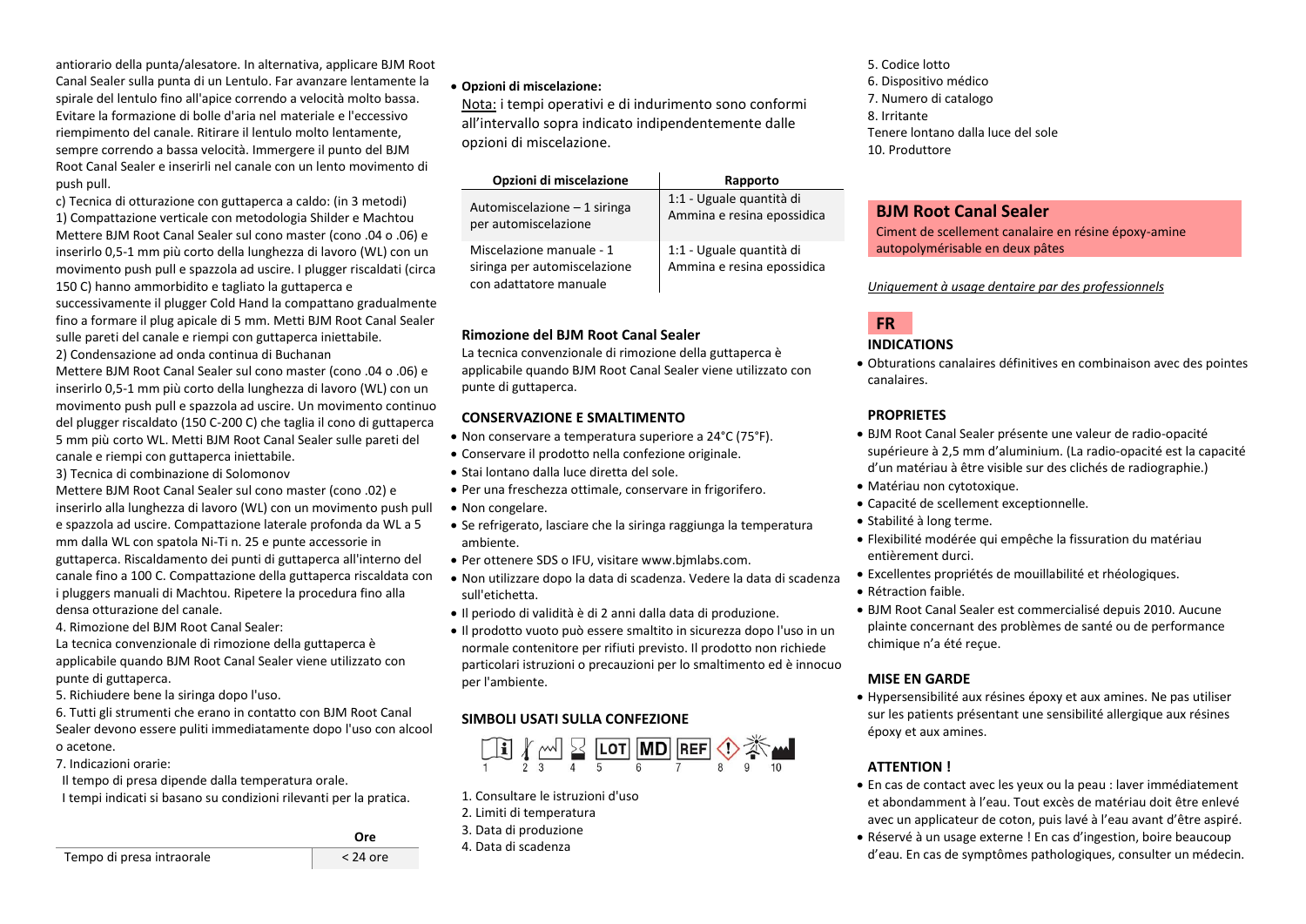antiorario della punta/alesatore. In alternativa, applicare BJM Root Canal Sealer sulla punta di un Lentulo. Far avanzare lentamente la spirale del lentulo fino all'apice correndo a velocità molto bassa. Evitare la formazione di bolle d'aria nel materiale e l'eccessivo riempimento del canale. Ritirare il lentulo molto lentamente, sempre correndo a bassa velocità. Immergere il punto del BJM Root Canal Sealer e inserirli nel canale con un lento movimento di push pull.

c) Tecnica di otturazione con guttaperca a caldo: (in 3 metodi)

1) Compattazione verticale con metodologia Shilder e Machtou

Mettere BJM Root Canal Sealer sul cono master (cono .04 o .06) e inserirlo 0,5-1 mm più corto della lunghezza di lavoro (WL) con un movimento push pull e spazzola ad uscire. I plugger riscaldati (circa 150 C) hanno ammorbidito e tagliato la guttaperca e successivamente il plugger Cold Hand la compattano gradualmente fino a formare il plug apicale di 5 mm. Metti BJM Root Canal Sealer sulle pareti del canale e riempi con guttaperca iniettabile.

2) Condensazione ad onda continua di Buchanan

Mettere BJM Root Canal Sealer sul cono master (cono .04 o .06) e inserirlo 0,5-1 mm più corto della lunghezza di lavoro (WL) con un movimento push pull e spazzola ad uscire. Un movimento continuo del plugger riscaldato (150 C-200 C) che taglia il cono di guttaperca 5 mm più corto WL. Metti BJM Root Canal Sealer sulle pareti del canale e riempi con guttaperca iniettabile.

3) Tecnica di combinazione di Solomonov

Mettere BJM Root Canal Sealer sul cono master (cono .02) e inserirlo alla lunghezza di lavoro (WL) con un movimento push pull e spazzola ad uscire. Compattazione laterale profonda da WL a 5 mm dalla WL con spatola Ni-Ti n. 25 e punte accessorie in guttaperca. Riscaldamento dei punti di guttaperca all'interno del canale fino a 100 C. Compattazione della guttaperca riscaldata con i pluggers manuali di Machtou. Ripetere la procedura fino alla densa otturazione del canale.

4. Rimozione del BJM Root Canal Sealer:

La tecnica convenzionale di rimozione della guttaperca è applicabile quando BJM Root Canal Sealer viene utilizzato con punte di guttaperca.

5. Richiudere bene la siringa dopo l'uso.

6. Tutti gli strumenti che erano in contatto con BJM Root Canal Sealer devono essere puliti immediatamente dopo l'uso con alcool o acetone.

7. Indicazioni orarie:

Il tempo di presa dipende dalla temperatura orale.

I tempi indicati si basano su condizioni rilevanti per la pratica.

| | Ore |
|---|---|
| Tempo di presa intraorale | < 24 ore |

- **Opzioni di miscelazione:**

Nota: i tempi operativi e di indurimento sono conformi all'intervallo sopra indicato indipendentemente dalle opzioni di miscelazione.

| Opzioni di miscelazione | Rapporto |
|---|---|
| Automiscelazione – 1 siringa per automiscelazione | 1:1 - Uguale quantità di Ammina e resina epossidica |
| Miscelazione manuale - 1 siringa per automiscelazione con adattatore manuale | 1:1 - Uguale quantità di Ammina e resina epossidica |

### Rimozione del BJM Root Canal Sealer

La tecnica convenzionale di rimozione della guttaperca è applicabile quando BJM Root Canal Sealer viene utilizzato con punte di guttaperca.

### CONSERVAZIONE E SMALTIMENTO

- Non conservare a temperatura superiore a 24°C (75°F).
- Conservare il prodotto nella confezione originale.
- Stai lontano dalla luce diretta del sole.
- Per una freschezza ottimale, conservare in frigorifero.
- Non congelare.
- Se refrigerato, lasciare che la siringa raggiunga la temperatura ambiente.
- Per ottenere SDS o IFU, visitare www.bjmlabs.com.
- Non utilizzare dopo la data di scadenza. Vedere la data di scadenza sull'etichetta.
- Il periodo di validità è di 2 anni dalla data di produzione.
- Il prodotto vuoto può essere smaltito in sicurezza dopo l'uso in un normale contenitore per rifiuti previsto. Il prodotto non richiede particolari istruzioni o precauzioni per lo smaltimento ed è innocuo per l'ambiente.

### SIMBOLI USATI SULLA CONFEZIONE

1 2 3 4 5 6 7 8 9 10

1. Consultare le istruzioni d'uso
2. Limiti di temperatura
3. Data di produzione
4. Data di scadenza
5. Codice lotto
6. Dispositivo médico
7. Numero di catalogo
8. Irritante
Tenere lontano dalla luce del sole
10. Produttore

## BJM Root Canal Sealer

Ciment de scellement canalaire en résine époxy-amine autopolymérisable en deux pâtes

*Uniquement à usage dentaire par des professionnels*

**FR**

### INDICATIONS

- Obturations canalaires définitives en combinaison avec des pointes canalaires.

### PROPRIETES

- BJM Root Canal Sealer présente une valeur de radio-opacité supérieure à 2,5 mm d'aluminium. (La radio-opacité est la capacité d'un matériau à être visible sur des clichés de radiographie.)
- Matériau non cytotoxique.
- Capacité de scellement exceptionnelle.
- Stabilité à long terme.
- Flexibilité modérée qui empêche la fissuration du matériau entièrement durci.
- Excellentes propriétés de mouillabilité et rhéologiques.
- Rétraction faible.
- BJM Root Canal Sealer est commercialisé depuis 2010. Aucune plainte concernant des problèmes de santé ou de performance chimique n'a été reçue.

### MISE EN GARDE

- Hypersensibilité aux résines époxy et aux amines. Ne pas utiliser sur les patients présentant une sensibilité allergique aux résines époxy et aux amines.

### ATTENTION !

- En cas de contact avec les yeux ou la peau : laver immédiatement et abondamment à l'eau. Tout excès de matériau doit être enlevé avec un applicateur de coton, puis lavé à l'eau avant d'être aspiré.
- Réservé à un usage externe ! En cas d'ingestion, boire beaucoup d'eau. En cas de symptômes pathologiques, consulter un médecin.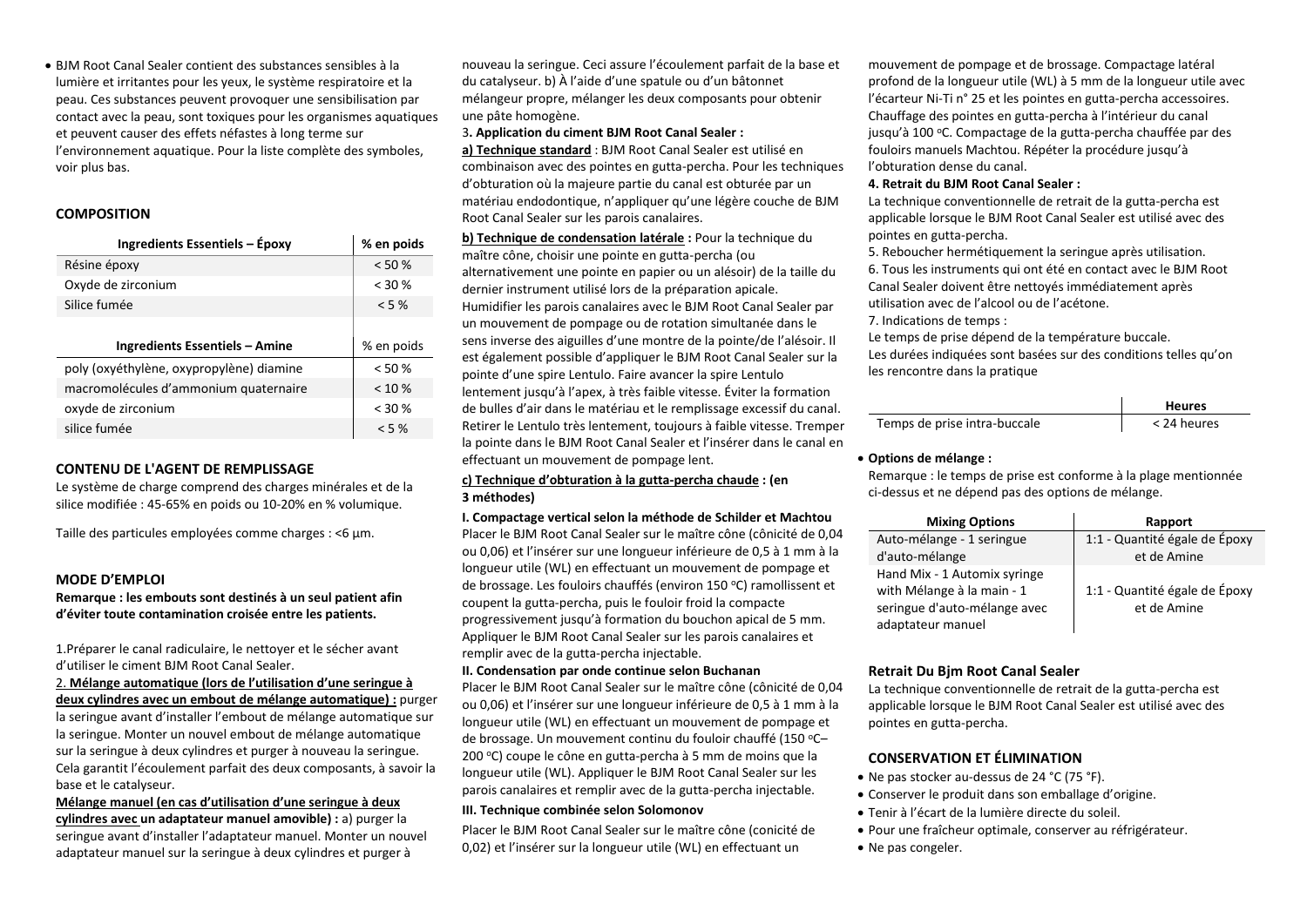- BJM Root Canal Sealer contient des substances sensibles à la lumière et irritantes pour les yeux, le système respiratoire et la peau. Ces substances peuvent provoquer une sensibilisation par contact avec la peau, sont toxiques pour les organismes aquatiques et peuvent causer des effets néfastes à long terme sur l'environnement aquatique. Pour la liste complète des symboles, voir plus bas.

## COMPOSITION

| Ingredients Essentiels – Époxy | % en poids |
|---|---|
| Résine époxy | < 50 % |
| Oxyde de zirconium | < 30 % |
| Silice fumée | < 5 % |

| Ingredients Essentiels – Amine | % en poids |
|---|---|
| poly (oxyéthylène, oxypropylène) diamine | < 50 % |
| macromolécules d'ammonium quaternaire | < 10 % |
| oxyde de zirconium | < 30 % |
| silice fumée | < 5 % |

## CONTENU DE L'AGENT DE REMPLISSAGE

Le système de charge comprend des charges minérales et de la silice modifiée : 45-65% en poids ou 10-20% en % volumique.

Taille des particules employées comme charges : <6 µm.

## MODE D'EMPLOI

**Remarque : les embouts sont destinés à un seul patient afin d'éviter toute contamination croisée entre les patients.**

1.Préparer le canal radiculaire, le nettoyer et le sécher avant d'utiliser le ciment BJM Root Canal Sealer.

2. **Mélange automatique (lors de l'utilisation d'une seringue à deux cylindres avec un embout de mélange automatique) :** purger la seringue avant d'installer l'embout de mélange automatique sur la seringue. Monter un nouvel embout de mélange automatique sur la seringue à deux cylindres et purger à nouveau la seringue. Cela garantit l'écoulement parfait des deux composants, à savoir la base et le catalyseur.

**Mélange manuel (en cas d'utilisation d'une seringue à deux cylindres avec un adaptateur manuel amovible) :** a) purger la seringue avant d'installer l'adaptateur manuel. Monter un nouvel adaptateur manuel sur la seringue à deux cylindres et purger à nouveau la seringue. Ceci assure l'écoulement parfait de la base et du catalyseur. b) À l'aide d'une spatule ou d'un bâtonnet mélangeur propre, mélanger les deux composants pour obtenir une pâte homogène.

3**. Application du ciment BJM Root Canal Sealer :**

**a) Technique standard** : BJM Root Canal Sealer est utilisé en combinaison avec des pointes en gutta-percha. Pour les techniques d'obturation où la majeure partie du canal est obturée par un matériau endodontique, n'appliquer qu'une légère couche de BJM Root Canal Sealer sur les parois canalaires.

**b) Technique de condensation latérale :** Pour la technique du maître cône, choisir une pointe en gutta-percha (ou alternativement une pointe en papier ou un alésoir) de la taille du dernier instrument utilisé lors de la préparation apicale. Humidifier les parois canalaires avec le BJM Root Canal Sealer par un mouvement de pompage ou de rotation simultanée dans le sens inverse des aiguilles d'une montre de la pointe/de l'alésoir. Il est également possible d'appliquer le BJM Root Canal Sealer sur la pointe d'une spire Lentulo. Faire avancer la spire Lentulo lentement jusqu'à l'apex, à très faible vitesse. Éviter la formation de bulles d'air dans le matériau et le remplissage excessif du canal. Retirer le Lentulo très lentement, toujours à faible vitesse. Tremper la pointe dans le BJM Root Canal Sealer et l'insérer dans le canal en effectuant un mouvement de pompage lent.

**c) Technique d'obturation à la gutta-percha chaude : (en 3 méthodes)**

**I. Compactage vertical selon la méthode de Schilder et Machtou**

Placer le BJM Root Canal Sealer sur le maître cône (cônicité de 0,04 ou 0,06) et l'insérer sur une longueur inférieure de 0,5 à 1 mm à la longueur utile (WL) en effectuant un mouvement de pompage et de brossage. Les fouloirs chauffés (environ 150 °C) ramollissent et coupent la gutta-percha, puis le fouloir froid la compacte progressivement jusqu'à formation du bouchon apical de 5 mm. Appliquer le BJM Root Canal Sealer sur les parois canalaires et remplir avec de la gutta-percha injectable.

**II. Condensation par onde continue selon Buchanan**

Placer le BJM Root Canal Sealer sur le maître cône (cônicité de 0,04 ou 0,06) et l'insérer sur une longueur inférieure de 0,5 à 1 mm à la longueur utile (WL) en effectuant un mouvement de pompage et de brossage. Un mouvement continu du fouloir chauffé (150 °C–200 °C) coupe le cône en gutta-percha à 5 mm de moins que la longueur utile (WL). Appliquer le BJM Root Canal Sealer sur les parois canalaires et remplir avec de la gutta-percha injectable.

**III. Technique combinée selon Solomonov**

Placer le BJM Root Canal Sealer sur le maître cône (conicité de 0,02) et l'insérer sur la longueur utile (WL) en effectuant un mouvement de pompage et de brossage. Compactage latéral profond de la longueur utile (WL) à 5 mm de la longueur utile avec l'écarteur Ni-Ti n° 25 et les pointes en gutta-percha accessoires. Chauffage des pointes en gutta-percha à l'intérieur du canal jusqu'à 100 °C. Compactage de la gutta-percha chauffée par des fouloirs manuels Machtou. Répéter la procédure jusqu'à l'obturation dense du canal.

**4. Retrait du BJM Root Canal Sealer :**

La technique conventionnelle de retrait de la gutta-percha est applicable lorsque le BJM Root Canal Sealer est utilisé avec des pointes en gutta-percha.

5. Reboucher hermétiquement la seringue après utilisation.

6. Tous les instruments qui ont été en contact avec le BJM Root Canal Sealer doivent être nettoyés immédiatement après utilisation avec de l'alcool ou de l'acétone.

7. Indications de temps :

Le temps de prise dépend de la température buccale.

Les durées indiquées sont basées sur des conditions telles qu'on les rencontre dans la pratique

| | Heures |
|---|---|
| Temps de prise intra-buccale | < 24 heures |

- **Options de mélange :**

Remarque : le temps de prise est conforme à la plage mentionnée ci-dessus et ne dépend pas des options de mélange.

| Mixing Options | Rapport |
|---|---|
| Auto-mélange - 1 seringue d'auto-mélange | 1:1 - Quantité égale de Époxy et de Amine |
| Hand Mix - 1 Automix syringe with Mélange à la main - 1 seringue d'auto-mélange avec adaptateur manuel | 1:1 - Quantité égale de Époxy et de Amine |

## Retrait Du Bjm Root Canal Sealer

La technique conventionnelle de retrait de la gutta-percha est applicable lorsque le BJM Root Canal Sealer est utilisé avec des pointes en gutta-percha.

## CONSERVATION ET ÉLIMINATION

- Ne pas stocker au-dessus de 24 °C (75 °F).
- Conserver le produit dans son emballage d'origine.
- Tenir à l'écart de la lumière directe du soleil.
- Pour une fraîcheur optimale, conserver au réfrigérateur.
- Ne pas congeler.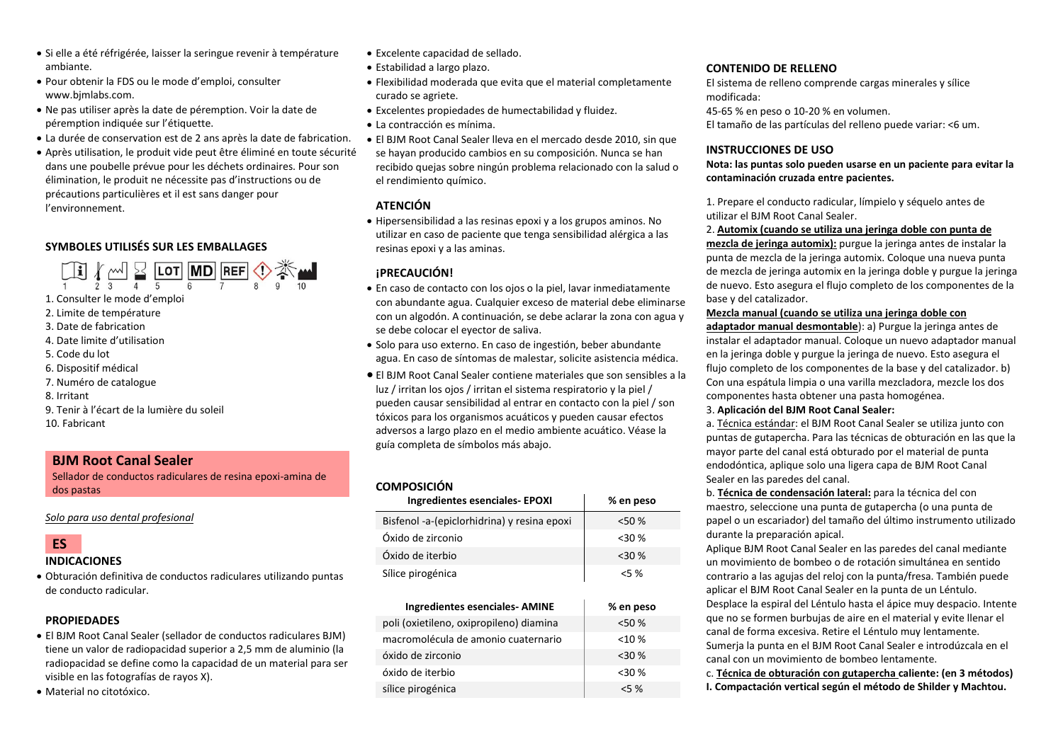- Si elle a été réfrigérée, laisser la seringue revenir à température ambiante.
- Pour obtenir la FDS ou le mode d'emploi, consulter www.bjmlabs.com.
- Ne pas utiliser après la date de péremption. Voir la date de péremption indiquée sur l'étiquette.
- La durée de conservation est de 2 ans après la date de fabrication.
- Après utilisation, le produit vide peut être éliminé en toute sécurité dans une poubelle prévue pour les déchets ordinaires. Pour son élimination, le produit ne nécessite pas d'instructions ou de précautions particulières et il est sans danger pour l'environnement.

### SYMBOLES UTILISÉS SUR LES EMBALLAGES

1. Consulter le mode d'emploi
2. Limite de température
3. Date de fabrication
4. Date limite d'utilisation
5. Code du lot
6. Dispositif médical
7. Numéro de catalogue
8. Irritant
9. Tenir à l'écart de la lumière du soleil
10. Fabricant

## BJM Root Canal Sealer

Sellador de conductos radiculares de resina epoxi-amina de dos pastas

*Solo para uso dental profesional*

## ES

### INDICACIONES

- Obturación definitiva de conductos radiculares utilizando puntas de conducto radicular.

### PROPIEDADES

- El BJM Root Canal Sealer (sellador de conductos radiculares BJM) tiene un valor de radiopacidad superior a 2,5 mm de aluminio (la radiopacidad se define como la capacidad de un material para ser visible en las fotografías de rayos X).
- Material no citotóxico.
- Excelente capacidad de sellado.
- Estabilidad a largo plazo.
- Flexibilidad moderada que evita que el material completamente curado se agriete.
- Excelentes propiedades de humectabilidad y fluidez.
- La contracción es mínima.
- El BJM Root Canal Sealer lleva en el mercado desde 2010, sin que se hayan producido cambios en su composición. Nunca se han recibido quejas sobre ningún problema relacionado con la salud o el rendimiento químico.

### ATENCIÓN

- Hipersensibilidad a las resinas epoxi y a los grupos aminos. No utilizar en caso de paciente que tenga sensibilidad alérgica a las resinas epoxi y a las aminas.

### ¡PRECAUCIÓN!

- En caso de contacto con los ojos o la piel, lavar inmediatamente con abundante agua. Cualquier exceso de material debe eliminarse con un algodón. A continuación, se debe aclarar la zona con agua y se debe colocar el eyector de saliva.
- Solo para uso externo. En caso de ingestión, beber abundante agua. En caso de síntomas de malestar, solicite asistencia médica.
- El BJM Root Canal Sealer contiene materiales que son sensibles a la luz / irritan los ojos / irritan el sistema respiratorio y la piel / pueden causar sensibilidad al entrar en contacto con la piel / son tóxicos para los organismos acuáticos y pueden causar efectos adversos a largo plazo en el medio ambiente acuático. Véase la guía completa de símbolos más abajo.

### COMPOSICIÓN

| Ingredientes esenciales- EPOXI | % en peso |
|---|---|
| Bisfenol -a-(epiclorhidrina) y resina epoxi | <50 % |
| Óxido de zirconio | <30 % |
| Óxido de iterbio | <30 % |
| Sílice pirogénica | <5 % |

| Ingredientes esenciales- AMINE | % en peso |
|---|---|
| poli (oxietileno, oxipropileno) diamina | <50 % |
| macromolécula de amonio cuaternario | <10 % |
| óxido de zirconio | <30 % |
| óxido de iterbio | <30 % |
| sílice pirogénica | <5 % |

### CONTENIDO DE RELLENO

El sistema de relleno comprende cargas minerales y sílice modificada:
45-65 % en peso o 10-20 % en volumen.
El tamaño de las partículas del relleno puede variar: <6 um.

### INSTRUCCIONES DE USO

**Nota: las puntas solo pueden usarse en un paciente para evitar la contaminación cruzada entre pacientes.**

1. Prepare el conducto radicular, límpielo y séquelo antes de utilizar el BJM Root Canal Sealer.
2. **Automix (cuando se utiliza una jeringa doble con punta de mezcla de jeringa automix):** purgue la jeringa antes de instalar la punta de mezcla de la jeringa automix. Coloque una nueva punta de mezcla de jeringa automix en la jeringa doble y purgue la jeringa de nuevo. Esto asegura el flujo completo de los componentes de la base y del catalizador.

**Mezcla manual (cuando se utiliza una jeringa doble con adaptador manual desmontable**): a) Purgue la jeringa antes de instalar el adaptador manual. Coloque un nuevo adaptador manual en la jeringa doble y purgue la jeringa de nuevo. Esto asegura el flujo completo de los componentes de la base y del catalizador. b) Con una espátula limpia o una varilla mezcladora, mezcle los dos componentes hasta obtener una pasta homogénea.

3. **Aplicación del BJM Root Canal Sealer:**

a. Técnica estándar: el BJM Root Canal Sealer se utiliza junto con puntas de gutapercha. Para las técnicas de obturación en las que la mayor parte del canal está obturado por el material de punta endodóntica, aplique solo una ligera capa de BJM Root Canal Sealer en las paredes del canal.

b. **Técnica de condensación lateral:** para la técnica del con maestro, seleccione una punta de gutapercha (o una punta de papel o un escariador) del tamaño del último instrumento utilizado durante la preparación apical.
Aplique BJM Root Canal Sealer en las paredes del canal mediante un movimiento de bombeo o de rotación simultánea en sentido contrario a las agujas del reloj con la punta/fresa. También puede aplicar el BJM Root Canal Sealer en la punta de un Léntulo. Desplace la espiral del Léntulo hasta el ápice muy despacio. Intente que no se formen burbujas de aire en el material y evite llenar el canal de forma excesiva. Retire el Léntulo muy lentamente. Sumerja la punta en el BJM Root Canal Sealer e introdúzcala en el canal con un movimiento de bombeo lentamente.

c. **Técnica de obturación con gutapercha caliente: (en 3 métodos)**

**I. Compactación vertical según el método de Shilder y Machtou.**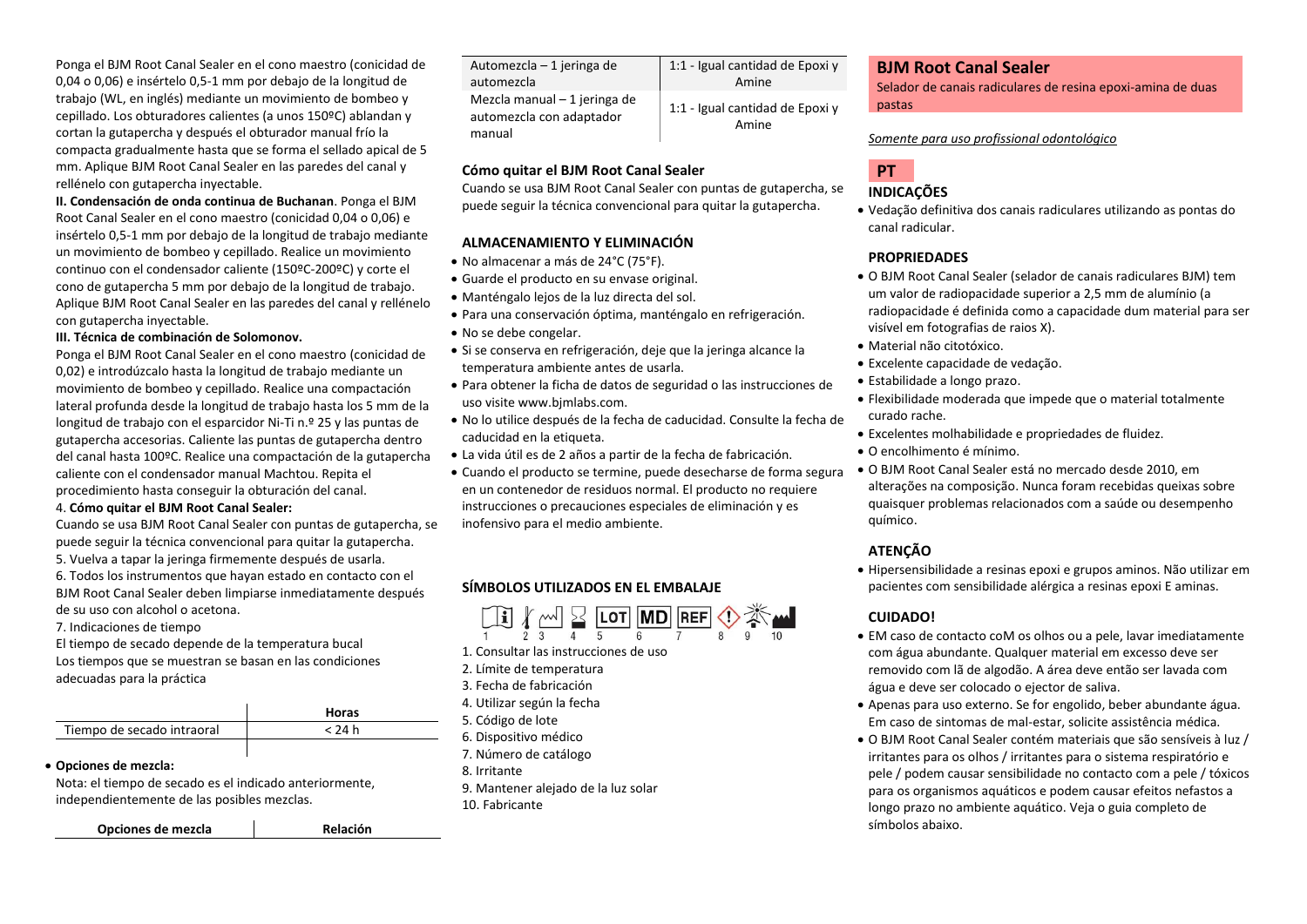Ponga el BJM Root Canal Sealer en el cono maestro (conicidad de 0,04 o 0,06) e insértelo 0,5-1 mm por debajo de la longitud de trabajo (WL, en inglés) mediante un movimiento de bombeo y cepillado. Los obturadores calientes (a unos 150ºC) ablandan y cortan la gutapercha y después el obturador manual frío la compacta gradualmente hasta que se forma el sellado apical de 5 mm. Aplique BJM Root Canal Sealer en las paredes del canal y rellénelo con gutapercha inyectable.

**II. Condensación de onda continua de Buchanan**. Ponga el BJM Root Canal Sealer en el cono maestro (conicidad 0,04 o 0,06) e insértelo 0,5-1 mm por debajo de la longitud de trabajo mediante un movimiento de bombeo y cepillado. Realice un movimiento continuo con el condensador caliente (150ºC-200ºC) y corte el cono de gutapercha 5 mm por debajo de la longitud de trabajo. Aplique BJM Root Canal Sealer en las paredes del canal y rellénelo con gutapercha inyectable.

**III. Técnica de combinación de Solomonov.**

Ponga el BJM Root Canal Sealer en el cono maestro (conicidad de 0,02) e introdúzcalo hasta la longitud de trabajo mediante un movimiento de bombeo y cepillado. Realice una compactación lateral profunda desde la longitud de trabajo hasta los 5 mm de la longitud de trabajo con el esparcidor Ni-Ti n.º 25 y las puntas de gutapercha accesorias. Caliente las puntas de gutapercha dentro del canal hasta 100ºC. Realice una compactación de la gutapercha caliente con el condensador manual Machtou. Repita el procedimiento hasta conseguir la obturación del canal.

4. **Cómo quitar el BJM Root Canal Sealer:**

Cuando se usa BJM Root Canal Sealer con puntas de gutapercha, se puede seguir la técnica convencional para quitar la gutapercha.

5. Vuelva a tapar la jeringa firmemente después de usarla.

6. Todos los instrumentos que hayan estado en contacto con el BJM Root Canal Sealer deben limpiarse inmediatamente después de su uso con alcohol o acetona.

7. Indicaciones de tiempo

El tiempo de secado depende de la temperatura bucal

Los tiempos que se muestran se basan en las condiciones adecuadas para la práctica

| | Horas |
|---|---|
| Tiempo de secado intraoral | < 24 h |

- **Opciones de mezcla:**

  Nota: el tiempo de secado es el indicado anteriormente, independientemente de las posibles mezclas.

| Opciones de mezcla | Relación |
|---|---|
| Automezcla – 1 jeringa de automezcla | 1:1 - Igual cantidad de Epoxi y Amine |
| Mezcla manual – 1 jeringa de automezcla con adaptador manual | 1:1 - Igual cantidad de Epoxi y Amine |

**Cómo quitar el BJM Root Canal Sealer**

Cuando se usa BJM Root Canal Sealer con puntas de gutapercha, se puede seguir la técnica convencional para quitar la gutapercha.

**ALMACENAMIENTO Y ELIMINACIÓN**

- No almacenar a más de 24°C (75°F).
- Guarde el producto en su envase original.
- Manténgalo lejos de la luz directa del sol.
- Para una conservación óptima, manténgalo en refrigeración.
- No se debe congelar.
- Si se conserva en refrigeración, deje que la jeringa alcance la temperatura ambiente antes de usarla.
- Para obtener la ficha de datos de seguridad o las instrucciones de uso visite www.bjmlabs.com.
- No lo utilice después de la fecha de caducidad. Consulte la fecha de caducidad en la etiqueta.
- La vida útil es de 2 años a partir de la fecha de fabricación.
- Cuando el producto se termine, puede desecharse de forma segura en un contenedor de residuos normal. El producto no requiere instrucciones o precauciones especiales de eliminación y es inofensivo para el medio ambiente.

**SÍMBOLOS UTILIZADOS EN EL EMBALAJE**

1. Consultar las instrucciones de uso
2. Límite de temperatura
3. Fecha de fabricación
4. Utilizar según la fecha
5. Código de lote
6. Dispositivo médico
7. Número de catálogo
8. Irritante
9. Mantener alejado de la luz solar
10. Fabricante

## BJM Root Canal Sealer

Selador de canais radiculares de resina epoxi-amina de duas pastas

*Somente para uso profissional odontológico*

**PT**

**INDICAÇÕES**

- Vedação definitiva dos canais radiculares utilizando as pontas do canal radicular.

**PROPRIEDADES**

- O BJM Root Canal Sealer (selador de canais radiculares BJM) tem um valor de radiopacidade superior a 2,5 mm de alumínio (a radiopacidade é definida como a capacidade dum material para ser visível em fotografias de raios X).
- Material não citotóxico.
- Excelente capacidade de vedação.
- Estabilidade a longo prazo.
- Flexibilidade moderada que impede que o material totalmente curado rache.
- Excelentes molhabilidade e propriedades de fluidez.
- O encolhimento é mínimo.
- O BJM Root Canal Sealer está no mercado desde 2010, em alterações na composição. Nunca foram recebidas queixas sobre quaisquer problemas relacionados com a saúde ou desempenho químico.

**ATENÇÃO**

- Hipersensibilidade a resinas epoxi e grupos aminos. Não utilizar em pacientes com sensibilidade alérgica a resinas epoxi E aminas.

**CUIDADO!**

- EM caso de contacto coM os olhos ou a pele, lavar imediatamente com água abundante. Qualquer material em excesso deve ser removido com lã de algodão. A área deve então ser lavada com água e deve ser colocado o ejector de saliva.
- Apenas para uso externo. Se for engolido, beber abundante água. Em caso de sintomas de mal-estar, solicite assistência médica.
- O BJM Root Canal Sealer contém materiais que são sensíveis à luz / irritantes para os olhos / irritantes para o sistema respiratório e pele / podem causar sensibilidade no contacto com a pele / tóxicos para os organismos aquáticos e podem causar efeitos nefastos a longo prazo no ambiente aquático. Veja o guia completo de símbolos abaixo.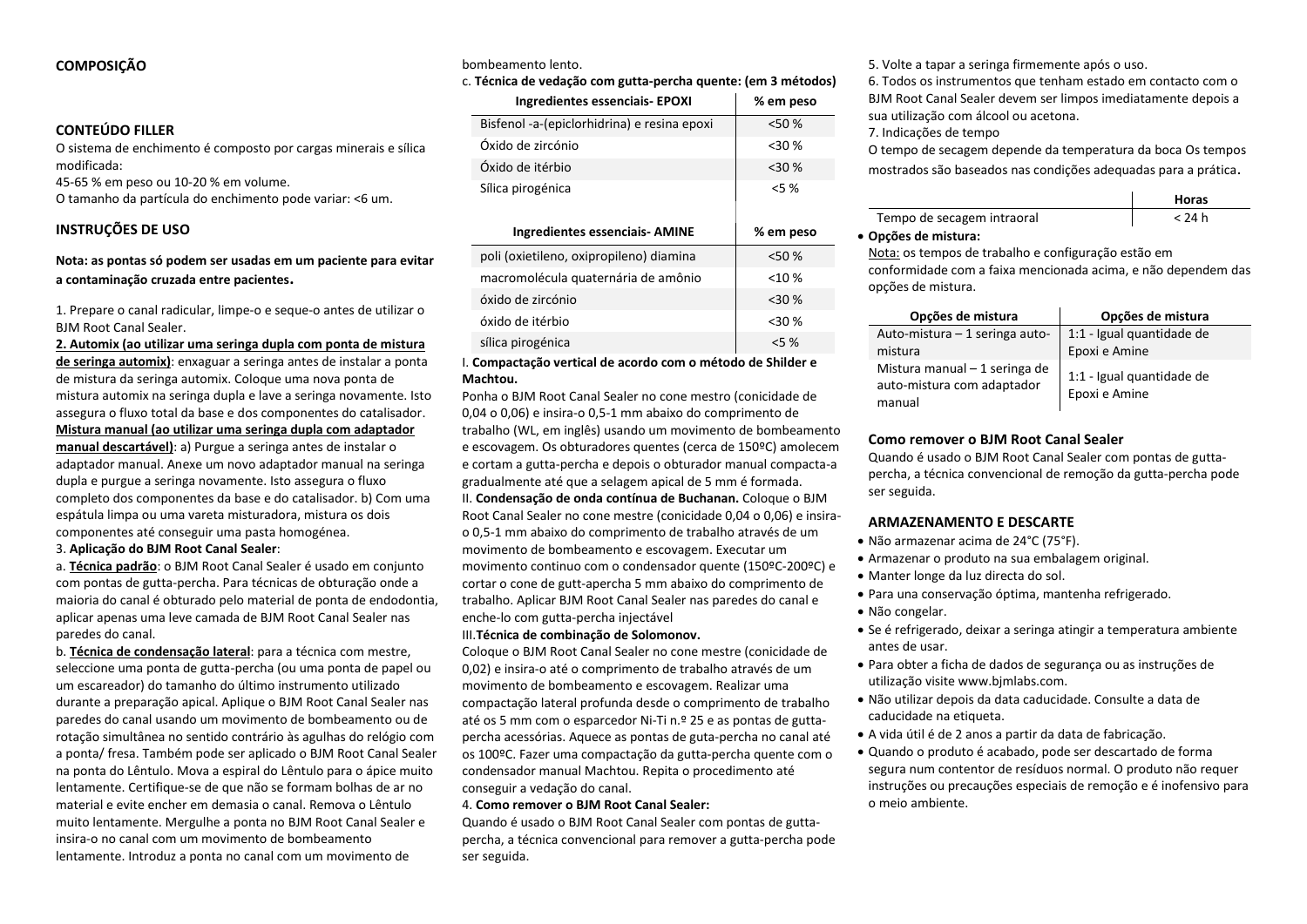## COMPOSIÇÃO

## CONTEÚDO FILLER

O sistema de enchimento é composto por cargas minerais e sílica modificada:

45-65 % em peso ou 10-20 % em volume.

O tamanho da partícula do enchimento pode variar: <6 um.

## INSTRUÇÕES DE USO

**Nota: as pontas só podem ser usadas em um paciente para evitar a contaminação cruzada entre pacientes.**

1. Prepare o canal radicular, limpe-o e seque-o antes de utilizar o BJM Root Canal Sealer.

**2. Automix (ao utilizar uma seringa dupla com ponta de mistura de seringa automix)**: enxaguar a seringa antes de instalar a ponta de mistura da seringa automix. Coloque uma nova ponta de mistura automix na seringa dupla e lave a seringa novamente. Isto assegura o fluxo total da base e dos componentes do catalisador.

**Mistura manual (ao utilizar uma seringa dupla com adaptador manual descartável)**: a) Purgue a seringa antes de instalar o adaptador manual. Anexe um novo adaptador manual na seringa dupla e purgue a seringa novamente. Isto assegura o fluxo completo dos componentes da base e do catalisador. b) Com uma espátula limpa ou uma vareta misturadora, mistura os dois componentes até conseguir uma pasta homogénea.

3. **Aplicação do BJM Root Canal Sealer**:

a. **Técnica padrão**: o BJM Root Canal Sealer é usado em conjunto com pontas de gutta-percha. Para técnicas de obturação onde a maioria do canal é obturado pelo material de ponta de endodontia, aplicar apenas uma leve camada de BJM Root Canal Sealer nas paredes do canal.

b. **Técnica de condensação lateral**: para a técnica com mestre, seleccione uma ponta de gutta-percha (ou uma ponta de papel ou um escareador) do tamanho do último instrumento utilizado durante a preparação apical. Aplique o BJM Root Canal Sealer nas paredes do canal usando um movimento de bombeamento ou de rotação simultânea no sentido contrário às agulhas do relógio com a ponta/ fresa. Também pode ser aplicado o BJM Root Canal Sealer na ponta do Lêntulo. Mova a espiral do Lêntulo para o ápice muito lentamente. Certifique-se de que não se formam bolhas de ar no material e evite encher em demasia o canal. Remova o Lêntulo muito lentamente. Mergulhe a ponta no BJM Root Canal Sealer e insira-o no canal com um movimento de bombeamento lentamente. Introduz a ponta no canal com um movimento de bombeamento lento.

c. **Técnica de vedação com gutta-percha quente: (em 3 métodos)**

| Ingredientes essenciais- EPOXI | % em peso |
|---|---|
| Bisfenol -a-(epiclorhidrina) e resina epoxi | <50 % |
| Óxido de zircónio | <30 % |
| Óxido de itérbio | <30 % |
| Sílica pirogénica | <5 % |

| Ingredientes essenciais- AMINE | % em peso |
|---|---|
| poli (oxietileno, oxipropileno) diamina | <50 % |
| macromolécula quaternária de amônio | <10 % |
| óxido de zircónio | <30 % |
| óxido de itérbio | <30 % |
| sílica pirogénica | <5 % |

I. **Compactação vertical de acordo com o método de Shilder e Machtou.**

Ponha o BJM Root Canal Sealer no cone mestre (conicidade de 0,04 o 0,06) e insira-o 0,5-1 mm abaixo do comprimento de trabalho (WL, em inglês) usando um movimento de bombeamento e escovagem. Os obturadores quentes (cerca de 150ºC) amolecem e cortam a gutta-percha e depois o obturador manual compacta-a gradualmente até que a selagem apical de 5 mm é formada.

II. **Condensação de onda contínua de Buchanan.** Coloque o BJM Root Canal Sealer no cone mestre (conicidade 0,04 o 0,06) e insira-o 0,5-1 mm abaixo do comprimento de trabalho através de um movimento de bombeamento e escovagem. Executar um movimento continuo com o condensador quente (150ºC-200ºC) e cortar o cone de gutt-apercha 5 mm abaixo do comprimento de trabalho. Aplicar BJM Root Canal Sealer nas paredes do canal e enche-lo com gutta-percha injectável

III. **Técnica de combinação de Solomonov.**

Coloque o BJM Root Canal Sealer no cone mestre (conicidade de 0,02) e insira-o até o comprimento de trabalho através de um movimento de bombeamento e escovagem. Realizar uma compactação lateral profunda desde o comprimento de trabalho até os 5 mm com o esparcedor Ni-Ti n.º 25 e as pontas de gutta-percha acessórias. Aquece as pontas de guta-percha no canal até os 100ºC. Fazer uma compactação da gutta-percha quente com o condensador manual Machtou. Repita o procedimento até conseguir a vedação do canal.

4. **Como remover o BJM Root Canal Sealer:**

Quando é usado o BJM Root Canal Sealer com pontas de gutta-percha, a técnica convencional para remover a gutta-percha pode ser seguida.

5. Volte a tapar a seringa firmemente após o uso.

6. Todos os instrumentos que tenham estado em contacto com o BJM Root Canal Sealer devem ser limpos imediatamente depois a sua utilização com álcool ou acetona.

7. Indicações de tempo

O tempo de secagem depende da temperatura da boca Os tempos mostrados são baseados nas condições adequadas para a prática.

| | Horas |
|---|---|
| Tempo de secagem intraoral | < 24 h |

- **Opções de mistura:**

Nota: os tempos de trabalho e configuração estão em conformidade com a faixa mencionada acima, e não dependem das opções de mistura.

| Opções de mistura | Opções de mistura |
|---|---|
| Auto-mistura – 1 seringa auto-mistura | 1:1 - Igual quantidade de Epoxi e Amine |
| Mistura manual – 1 seringa de auto-mistura com adaptador manual | 1:1 - Igual quantidade de Epoxi e Amine |

### Como remover o BJM Root Canal Sealer

Quando é usado o BJM Root Canal Sealer com pontas de gutta-percha, a técnica convencional de remoção da gutta-percha pode ser seguida.

## ARMAZENAMENTO E DESCARTE

- Não armazenar acima de 24°C (75°F).
- Armazenar o produto na sua embalagem original.
- Manter longe da luz directa do sol.
- Para una conservação óptima, mantenha refrigerado.
- Não congelar.
- Se é refrigerado, deixar a seringa atingir a temperatura ambiente antes de usar.
- Para obter a ficha de dados de segurança ou as instruções de utilização visite www.bjmlabs.com.
- Não utilizar depois da data caducidade. Consulte a data de caducidade na etiqueta.
- A vida útil é de 2 anos a partir da data de fabricação.
- Quando o produto é acabado, pode ser descartado de forma segura num contentor de resíduos normal. O produto não requer instruções ou precauções especiais de remoção e é inofensivo para o meio ambiente.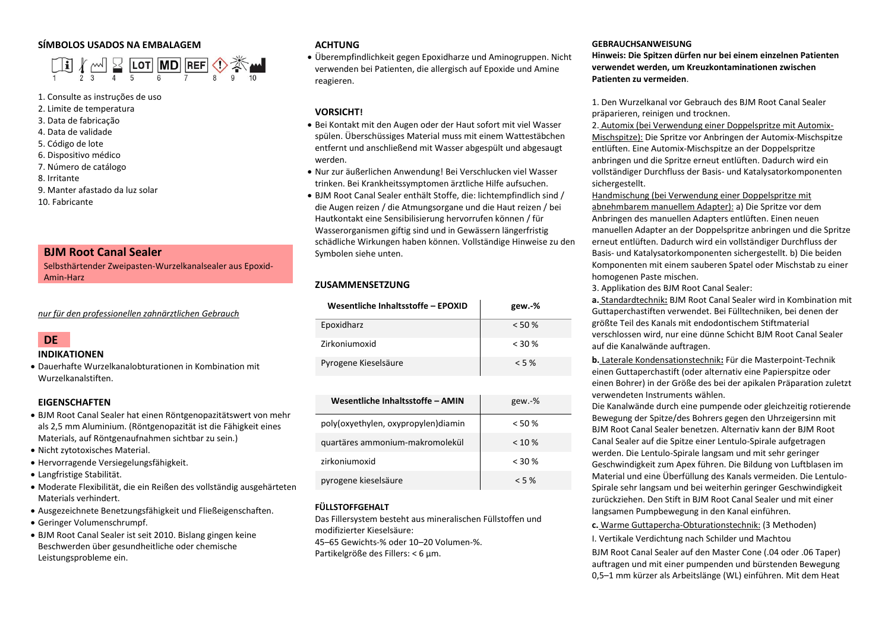## SÍMBOLOS USADOS NA EMBALAGEM

1. Consulte as instruções de uso
2. Limite de temperatura
3. Data de fabricação
4. Data de validade
5. Código de lote
6. Dispositivo médico
7. Número de catálogo
8. Irritante
9. Manter afastado da luz solar
10. Fabricante

## BJM Root Canal Sealer

Selbsthärtender Zweipasten-Wurzelkanalsealer aus Epoxid-Amin-Harz

*nur für den professionellen zahnärztlichen Gebrauch*

## DE

### INDIKATIONEN

- Dauerhafte Wurzelkanalobturationen in Kombination mit Wurzelkanalstiften.

### EIGENSCHAFTEN

- BJM Root Canal Sealer hat einen Röntgenopazitätswert von mehr als 2,5 mm Aluminium. (Röntgenopazität ist die Fähigkeit eines Materials, auf Röntgenaufnahmen sichtbar zu sein.)
- Nicht zytotoxisches Material.
- Hervorragende Versiegelungsfähigkeit.
- Langfristige Stabilität.
- Moderate Flexibilität, die ein Reißen des vollständig ausgehärteten Materials verhindert.
- Ausgezeichnete Benetzungsfähigkeit und Fließeigenschaften.
- Geringer Volumenschrumpf.
- BJM Root Canal Sealer ist seit 2010. Bislang gingen keine Beschwerden über gesundheitliche oder chemische Leistungsprobleme ein.

### ACHTUNG

- Überempfindlichkeit gegen Epoxidharze und Aminogruppen. Nicht verwenden bei Patienten, die allergisch auf Epoxide und Amine reagieren.

### VORSICHT!

- Bei Kontakt mit den Augen oder der Haut sofort mit viel Wasser spülen. Überschüssiges Material muss mit einem Wattestäbchen entfernt und anschließend mit Wasser abgespült und abgesaugt werden.
- Nur zur äußerlichen Anwendung! Bei Verschlucken viel Wasser trinken. Bei Krankheitssymptomen ärztliche Hilfe aufsuchen.
- BJM Root Canal Sealer enthält Stoffe, die: lichtempfindlich sind / die Augen reizen / die Atmungsorgane und die Haut reizen / bei Hautkontakt eine Sensibilisierung hervorrufen können / für Wasserorganismen giftig sind und in Gewässern längerfristig schädliche Wirkungen haben können. Vollständige Hinweise zu den Symbolen siehe unten.

### ZUSAMMENSETZUNG

| Wesentliche Inhaltsstoffe – EPOXID | gew.-% |
|---|---|
| Epoxidharz | < 50 % |
| Zirkoniumoxid | < 30 % |
| Pyrogene Kieselsäure | < 5 % |

| Wesentliche Inhaltsstoffe – AMIN | gew.-% |
|---|---|
| poly(oxyethylen, oxypropylen)diamin | < 50 % |
| quartäres ammonium-makromolekül | < 10 % |
| zirkoniumoxid | < 30 % |
| pyrogene kieselsäure | < 5 % |

### FÜLLSTOFFGEHALT

Das Fillersystem besteht aus mineralischen Füllstoffen und modifizierter Kieselsäure:
45–65 Gewichts-% oder 10–20 Volumen-%.
Partikelgröße des Fillers: < 6 µm.

### GEBRAUCHSANWEISUNG

**Hinweis: Die Spitzen dürfen nur bei einem einzelnen Patienten verwendet werden, um Kreuzkontaminationen zwischen Patienten zu vermeiden**.

1. Den Wurzelkanal vor Gebrauch des BJM Root Canal Sealer präparieren, reinigen und trocknen.
2. Automix (bei Verwendung einer Doppelspritze mit Automix-Mischspitze): Die Spritze vor Anbringen der Automix-Mischspitze entlüften. Eine Automix-Mischspitze an der Doppelspritze anbringen und die Spritze erneut entlüften. Dadurch wird ein vollständiger Durchfluss der Basis- und Katalysatorkomponenten sichergestellt.
Handmischung (bei Verwendung einer Doppelspritze mit abnehmbarem manuellem Adapter): a) Die Spritze vor dem Anbringen des manuellen Adapters entlüften. Einen neuen manuellen Adapter an der Doppelspritze anbringen und die Spritze erneut entlüften. Dadurch wird ein vollständiger Durchfluss der Basis- und Katalysatorkomponenten sichergestellt. b) Die beiden Komponenten mit einem sauberen Spatel oder Mischstab zu einer homogenen Paste mischen.
3. Applikation des BJM Root Canal Sealer:

**a.** Standardtechnik**:** BJM Root Canal Sealer wird in Kombination mit Guttaperchastiften verwendet. Bei Fülltechniken, bei denen der größte Teil des Kanals mit endodontischem Stiftmaterial verschlossen wird, nur eine dünne Schicht BJM Root Canal Sealer auf die Kanalwände auftragen.

**b.** Laterale Kondensationstechnik**:** Für die Masterpoint-Technik einen Guttaperchastift (oder alternativ eine Papierspitze oder einen Bohrer) in der Größe des bei der apikalen Präparation zuletzt verwendeten Instruments wählen.
Die Kanalwände durch eine pumpende oder gleichzeitig rotierende Bewegung der Spitze/des Bohrers gegen den Uhrzeigersinn mit BJM Root Canal Sealer benetzen. Alternativ kann der BJM Root Canal Sealer auf die Spitze einer Lentulo-Spirale aufgetragen werden. Die Lentulo-Spirale langsam und mit sehr geringer Geschwindigkeit zum Apex führen. Die Bildung von Luftblasen im Material und eine Überfüllung des Kanals vermeiden. Die Lentulo-Spirale sehr langsam und bei weiterhin geringer Geschwindigkeit zurückziehen. Den Stift in BJM Root Canal Sealer und mit einer langsamen Pumpbewegung in den Kanal einführen.

**c.** Warme Guttapercha-Obturationstechnik: (3 Methoden)

I. Vertikale Verdichtung nach Schilder und Machtou

BJM Root Canal Sealer auf den Master Cone (.04 oder .06 Taper) auftragen und mit einer pumpenden und bürstenden Bewegung 0,5–1 mm kürzer als Arbeitslänge (WL) einführen. Mit dem Heat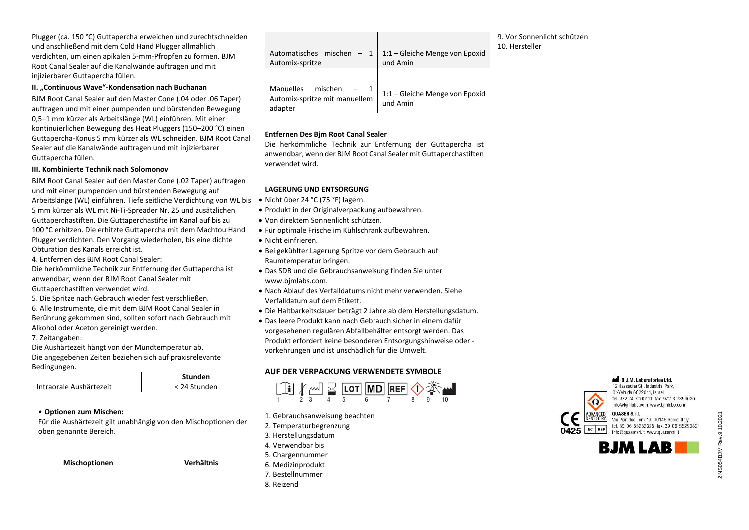Plugger (ca. 150 °C) Guttapercha erweichen und zurechtschneiden und anschließend mit dem Cold Hand Plugger allmählich verdichten, um einen apikalen 5-mm-Pfropfen zu formen. BJM Root Canal Sealer auf die Kanalwände auftragen und mit injizierbarer Guttapercha füllen.

**II. „Continuous Wave"-Kondensation nach Buchanan**

BJM Root Canal Sealer auf den Master Cone (.04 oder .06 Taper) auftragen und mit einer pumpenden und bürstenden Bewegung 0,5–1 mm kürzer als Arbeitslänge (WL) einführen. Mit einer kontinuierlichen Bewegung des Heat Pluggers (150–200 °C) einen Guttapercha-Konus 5 mm kürzer als WL schneiden. BJM Root Canal Sealer auf die Kanalwände auftragen und mit injizierbarer Guttapercha füllen.

**III. Kombinierte Technik nach Solomonov**

BJM Root Canal Sealer auf den Master Cone (.02 Taper) auftragen und mit einer pumpenden und bürstenden Bewegung auf Arbeitslänge (WL) einführen. Tiefe seitliche Verdichtung von WL bis 5 mm kürzer als WL mit Ni-Ti-Spreader Nr. 25 und zusätzlichen Guttaperchastiften. Die Guttaperchastifte im Kanal auf bis zu 100 °C erhitzen. Die erhitzte Guttapercha mit dem Machtou Hand Plugger verdichten. Den Vorgang wiederholen, bis eine dichte Obturation des Kanals erreicht ist.

4. Entfernen des BJM Root Canal Sealer:
Die herkömmliche Technik zur Entfernung der Guttapercha ist anwendbar, wenn der BJM Root Canal Sealer mit Guttaperchastiften verwendet wird.

5. Die Spritze nach Gebrauch wieder fest verschließen.

6. Alle Instrumente, die mit dem BJM Root Canal Sealer in Berührung gekommen sind, sollten sofort nach Gebrauch mit Alkohol oder Aceton gereinigt werden.

7. Zeitangaben:
Die Aushärtezeit hängt von der Mundtemperatur ab.
Die angegebenen Zeiten beziehen sich auf praxisrelevante Bedingungen.

| | Stunden |
|---|---|
| Intraorale Aushärtezeit | < 24 Stunden |

- **Optionen zum Mischen:**
Für die Aushärtezeit gilt unabhängig von den Mischoptionen der oben genannte Bereich.

| Mischoptionen | Verhältnis |
|---|---|
| Automatisches mischen – 1 Automix-spritze | 1:1 – Gleiche Menge von Epoxid und Amin |
| Manuelles mischen – 1 Automix-spritze mit manuellem adapter | 1:1 – Gleiche Menge von Epoxid und Amin |

**Entfernen Des Bjm Root Canal Sealer**

Die herkömmliche Technik zur Entfernung der Guttapercha ist anwendbar, wenn der BJM Root Canal Sealer mit Guttaperchastiften verwendet wird.

**LAGERUNG UND ENTSORGUNG**

- Nicht über 24 °C (75 °F) lagern.
- Produkt in der Originalverpackung aufbewahren.
- Von direktem Sonnenlicht schützen.
- Für optimale Frische im Kühlschrank aufbewahren.
- Nicht einfrieren.
- Bei gekühlter Lagerung Spritze vor dem Gebrauch auf Raumtemperatur bringen.
- Das SDB und die Gebrauchsanweisung finden Sie unter www.bjmlabs.com.
- Nach Ablauf des Verfalldatums nicht mehr verwenden. Siehe Verfalldatum auf dem Etikett.
- Die Haltbarkeitsdauer beträgt 2 Jahre ab dem Herstellungsdatum.
- Das leere Produkt kann nach Gebrauch sicher in einem dafür vorgesehenen regulären Abfallbehälter entsorgt werden. Das Produkt erfordert keine besonderen Entsorgungshinweise oder -vorkehrungen und ist unschädlich für die Umwelt.

**AUF DER VERPACKUNG VERWENDETE SYMBOLE**

1 2 3 4 5 LOT 6 MD 7 REF 8 9 10

1. Gebrauchsanweisung beachten
2. Temperaturbegrenzung
3. Herstellungsdatum
4. Verwendbar bis
5. Chargennummer
6. Medizinprodukt
7. Bestellnummer
8. Reizend
9. Vor Sonnenlicht schützen
10. Hersteller

B.J.M. Laboratories Ltd.
12 Hassadna St., Industrial Park,
Or-Yehuda 6022011, Israel
tel. 972-74-7000111 fax. 972-3-7353020
info@bjmlabs.com www.bjmlabs.com

CE 0425

ADVANCED DENTISTRY

EC REP QUASER S.r.l.
Via Pian due Torri 10, 00146 Rome, Italy
tel. 39-06-55282325 fax. 39-06-55290821
info@quasersrl.it www.quasersrl.it

BJM LAB

2INS054BJM Rev.9 10.2021